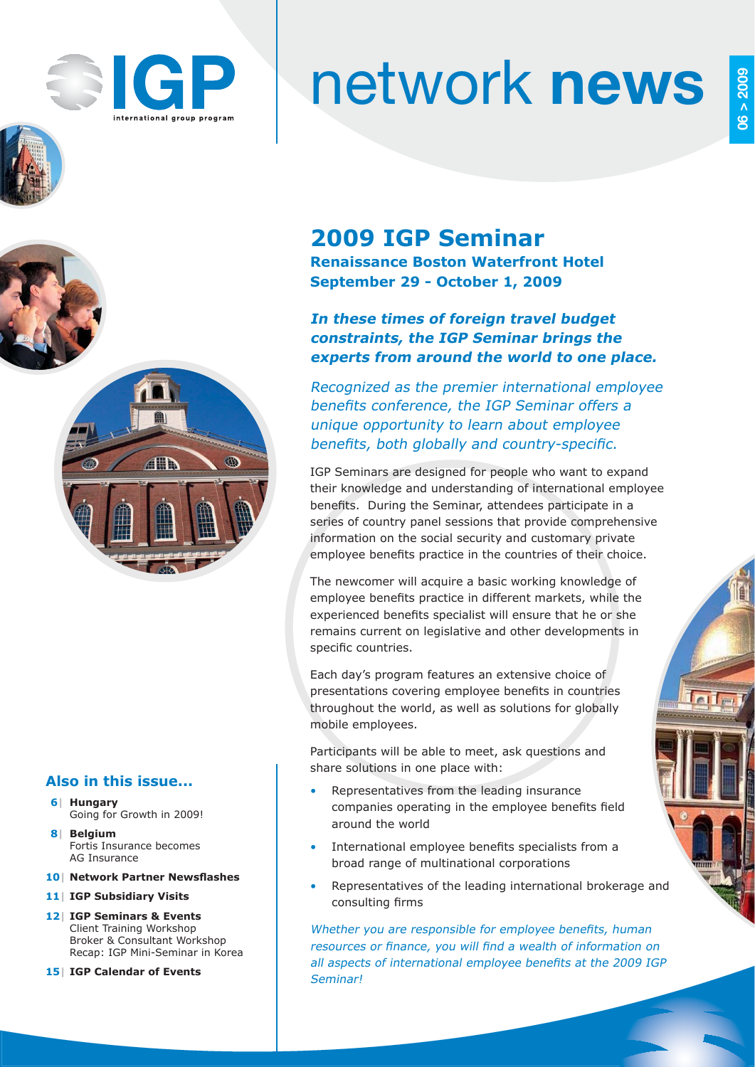# network **news**

06 > 2009

## 2009 IGP Seminar

**Renaissance Boston Waterfront Hotel**
**September 29 - October 1, 2009**

***In these times of foreign travel budget constraints, the IGP Seminar brings the experts from around the world to one place.***

*Recognized as the premier international employee benefits conference, the IGP Seminar offers a unique opportunity to learn about employee benefits, both globally and country-specific.*

IGP Seminars are designed for people who want to expand their knowledge and understanding of international employee benefits. During the Seminar, attendees participate in a series of country panel sessions that provide comprehensive information on the social security and customary private employee benefits practice in the countries of their choice.

The newcomer will acquire a basic working knowledge of employee benefits practice in different markets, while the experienced benefits specialist will ensure that he or she remains current on legislative and other developments in specific countries.

Each day's program features an extensive choice of presentations covering employee benefits in countries throughout the world, as well as solutions for globally mobile employees.

Participants will be able to meet, ask questions and share solutions in one place with:

- Representatives from the leading insurance companies operating in the employee benefits field around the world
- International employee benefits specialists from a broad range of multinational corporations
- Representatives of the leading international brokerage and consulting firms

*Whether you are responsible for employee benefits, human resources or finance, you will find a wealth of information on all aspects of international employee benefits at the 2009 IGP Seminar!*

### Also in this issue...

- **6| Hungary** Going for Growth in 2009!
- **8| Belgium** Fortis Insurance becomes AG Insurance
- **10| Network Partner Newsflashes**
- **11| IGP Subsidiary Visits**
- **12| IGP Seminars & Events** Client Training Workshop, Broker & Consultant Workshop, Recap: IGP Mini-Seminar in Korea
- **15| IGP Calendar of Events**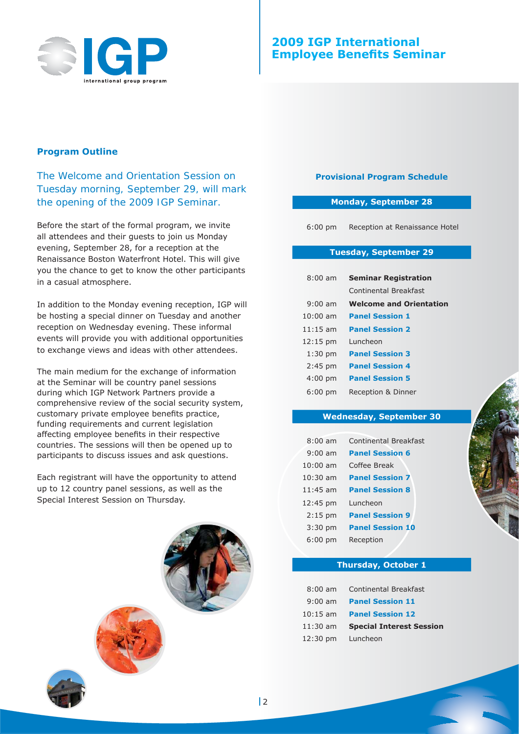# 2009 IGP International Employee Benefits Seminar

## Program Outline

The Welcome and Orientation Session on Tuesday morning, September 29, will mark the opening of the 2009 IGP Seminar.

Before the start of the formal program, we invite all attendees and their guests to join us Monday evening, September 28, for a reception at the Renaissance Boston Waterfront Hotel. This will give you the chance to get to know the other participants in a casual atmosphere.

In addition to the Monday evening reception, IGP will be hosting a special dinner on Tuesday and another reception on Wednesday evening. These informal events will provide you with additional opportunities to exchange views and ideas with other attendees.

The main medium for the exchange of information at the Seminar will be country panel sessions during which IGP Network Partners provide a comprehensive review of the social security system, customary private employee benefits practice, funding requirements and current legislation affecting employee benefits in their respective countries. The sessions will then be opened up to participants to discuss issues and ask questions.

Each registrant will have the opportunity to attend up to 12 country panel sessions, as well as the Special Interest Session on Thursday.

## Provisional Program Schedule

### Monday, September 28

| | |
|---|---|
| 6:00 pm | Reception at Renaissance Hotel |

### Tuesday, September 29

| | |
|---|---|
| 8:00 am | **Seminar Registration** |
| | Continental Breakfast |
| 9:00 am | **Welcome and Orientation** |
| 10:00 am | **Panel Session 1** |
| 11:15 am | **Panel Session 2** |
| 12:15 pm | Luncheon |
| 1:30 pm | **Panel Session 3** |
| 2:45 pm | **Panel Session 4** |
| 4:00 pm | **Panel Session 5** |
| 6:00 pm | Reception & Dinner |

### Wednesday, September 30

| | |
|---|---|
| 8:00 am | Continental Breakfast |
| 9:00 am | **Panel Session 6** |
| 10:00 am | Coffee Break |
| 10:30 am | **Panel Session 7** |
| 11:45 am | **Panel Session 8** |
| 12:45 pm | Luncheon |
| 2:15 pm | **Panel Session 9** |
| 3:30 pm | **Panel Session 10** |
| 6:00 pm | Reception |

### Thursday, October 1

| | |
|---|---|
| 8:00 am | Continental Breakfast |
| 9:00 am | **Panel Session 11** |
| 10:15 am | **Panel Session 12** |
| 11:30 am | **Special Interest Session** |
| 12:30 pm | Luncheon |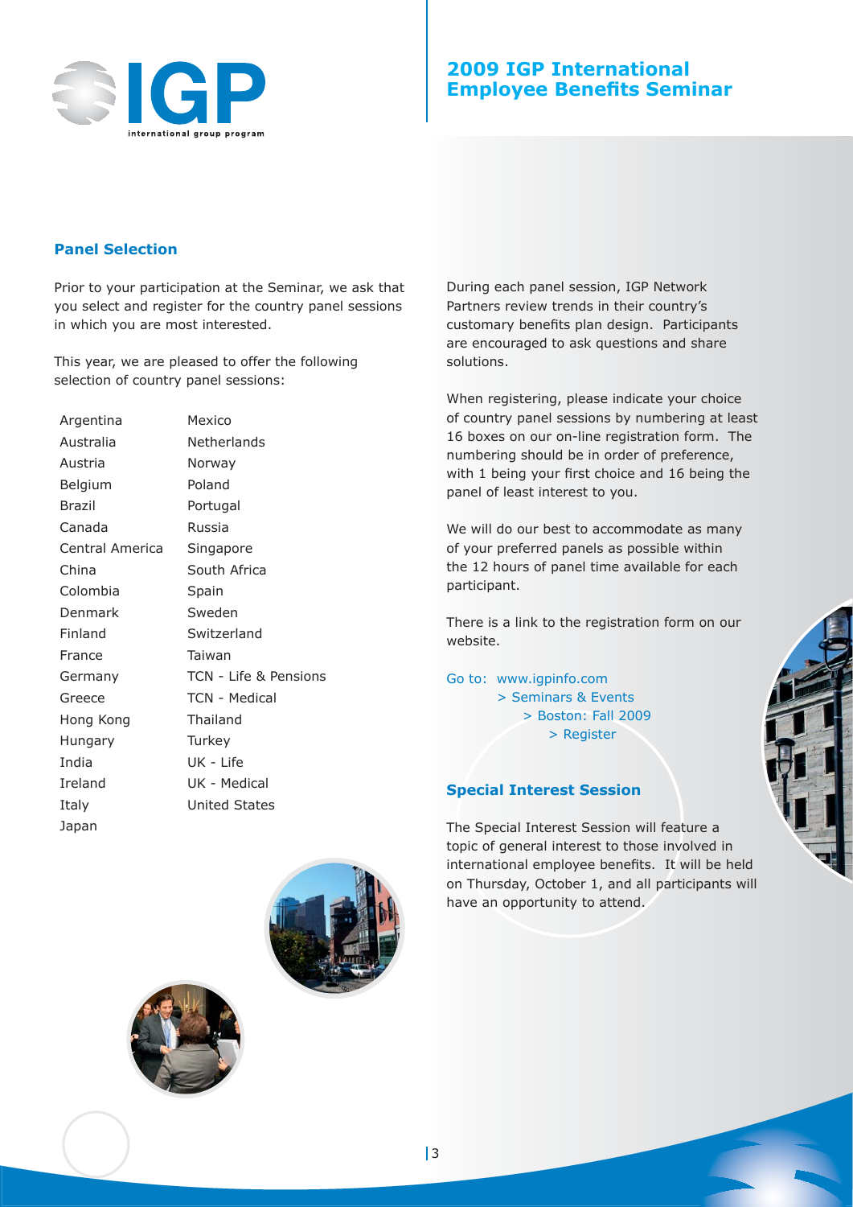# 2009 IGP International Employee Benefits Seminar

## Panel Selection

Prior to your participation at the Seminar, we ask that you select and register for the country panel sessions in which you are most interested.

This year, we are pleased to offer the following selection of country panel sessions:

- Argentina
- Australia
- Austria
- Belgium
- Brazil
- Canada
- Central America
- China
- Colombia
- Denmark
- Finland
- France
- Germany
- Greece
- Hong Kong
- Hungary
- India
- Ireland
- Italy
- Japan
- Mexico
- Netherlands
- Norway
- Poland
- Portugal
- Russia
- Singapore
- South Africa
- Spain
- Sweden
- Switzerland
- Taiwan
- TCN - Life & Pensions
- TCN - Medical
- Thailand
- Turkey
- UK - Life
- UK - Medical
- United States

During each panel session, IGP Network Partners review trends in their country's customary benefits plan design. Participants are encouraged to ask questions and share solutions.

When registering, please indicate your choice of country panel sessions by numbering at least 16 boxes on our on-line registration form. The numbering should be in order of preference, with 1 being your first choice and 16 being the panel of least interest to you.

We will do our best to accommodate as many of your preferred panels as possible within the 12 hours of panel time available for each participant.

There is a link to the registration form on our website.

Go to: www.igpinfo.com
> Seminars & Events
> Boston: Fall 2009
> Register

## Special Interest Session

The Special Interest Session will feature a topic of general interest to those involved in international employee benefits. It will be held on Thursday, October 1, and all participants will have an opportunity to attend.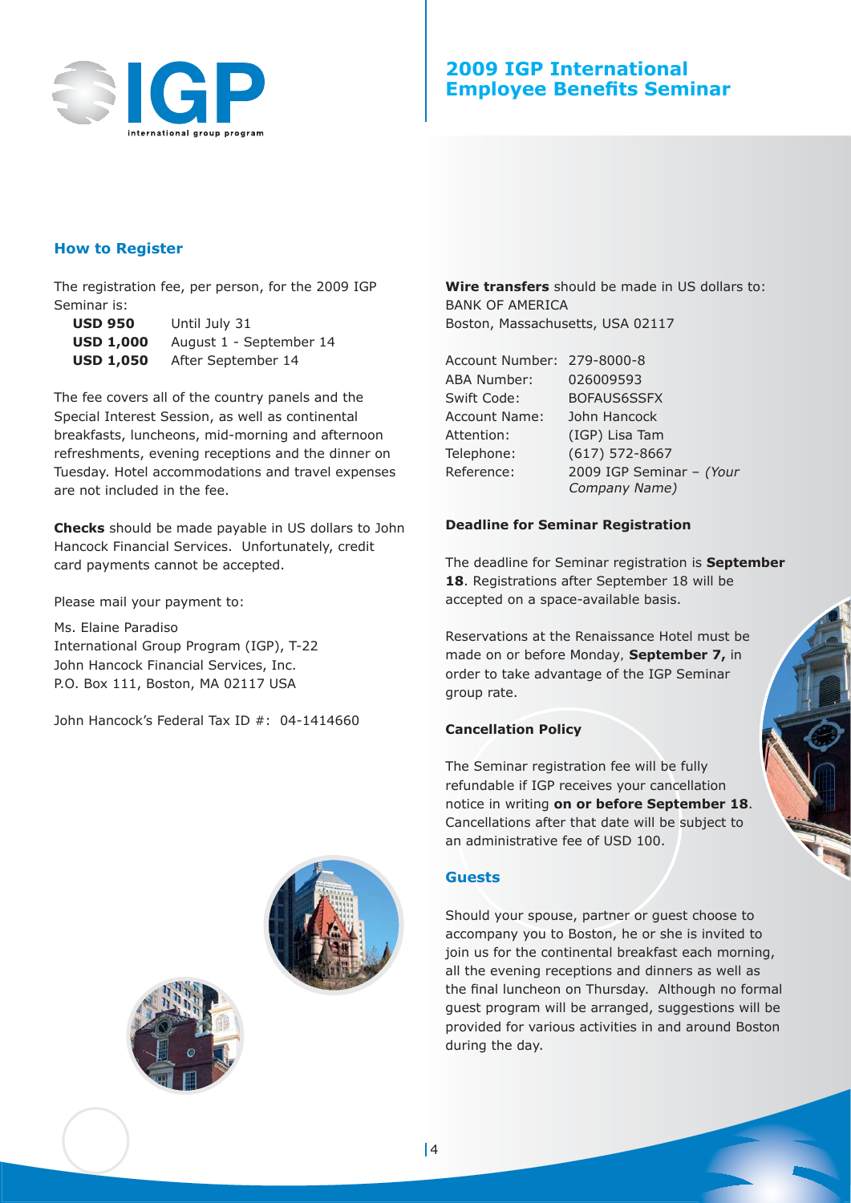# 2009 IGP International Employee Benefits Seminar

## How to Register

The registration fee, per person, for the 2009 IGP Seminar is:

| | |
|---|---|
| **USD 950** | Until July 31 |
| **USD 1,000** | August 1 - September 14 |
| **USD 1,050** | After September 14 |

The fee covers all of the country panels and the Special Interest Session, as well as continental breakfasts, luncheons, mid-morning and afternoon refreshments, evening receptions and the dinner on Tuesday. Hotel accommodations and travel expenses are not included in the fee.

**Checks** should be made payable in US dollars to John Hancock Financial Services. Unfortunately, credit card payments cannot be accepted.

Please mail your payment to:

Ms. Elaine Paradiso
International Group Program (IGP), T-22
John Hancock Financial Services, Inc.
P.O. Box 111, Boston, MA 02117 USA

John Hancock's Federal Tax ID #: 04-1414660

**Wire transfers** should be made in US dollars to:
BANK OF AMERICA
Boston, Massachusetts, USA 02117

| | |
|---|---|
| Account Number: | 279-8000-8 |
| ABA Number: | 026009593 |
| Swift Code: | BOFAUS6SSFX |
| Account Name: | John Hancock |
| Attention: | (IGP) Lisa Tam |
| Telephone: | (617) 572-8667 |
| Reference: | 2009 IGP Seminar – *(Your Company Name)* |

### Deadline for Seminar Registration

The deadline for Seminar registration is **September 18**. Registrations after September 18 will be accepted on a space-available basis.

Reservations at the Renaissance Hotel must be made on or before Monday, **September 7,** in order to take advantage of the IGP Seminar group rate.

### Cancellation Policy

The Seminar registration fee will be fully refundable if IGP receives your cancellation notice in writing **on or before September 18**. Cancellations after that date will be subject to an administrative fee of USD 100.

## Guests

Should your spouse, partner or guest choose to accompany you to Boston, he or she is invited to join us for the continental breakfast each morning, all the evening receptions and dinners as well as the final luncheon on Thursday. Although no formal guest program will be arranged, suggestions will be provided for various activities in and around Boston during the day.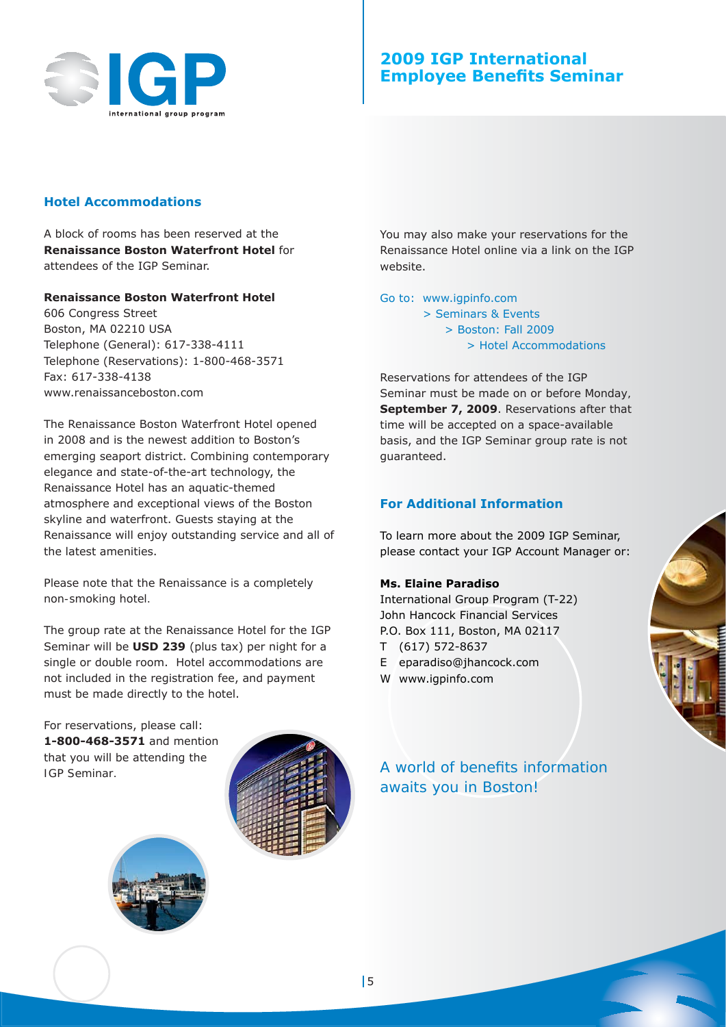## Hotel Accommodations

A block of rooms has been reserved at the **Renaissance Boston Waterfront Hotel** for attendees of the IGP Seminar.

**Renaissance Boston Waterfront Hotel**
606 Congress Street
Boston, MA 02210 USA
Telephone (General): 617-338-4111
Telephone (Reservations): 1-800-468-3571
Fax: 617-338-4138
www.renaissanceboston.com

The Renaissance Boston Waterfront Hotel opened in 2008 and is the newest addition to Boston's emerging seaport district. Combining contemporary elegance and state-of-the-art technology, the Renaissance Hotel has an aquatic-themed atmosphere and exceptional views of the Boston skyline and waterfront. Guests staying at the Renaissance will enjoy outstanding service and all of the latest amenities.

Please note that the Renaissance is a completely non-smoking hotel.

The group rate at the Renaissance Hotel for the IGP Seminar will be **USD 239** (plus tax) per night for a single or double room. Hotel accommodations are not included in the registration fee, and payment must be made directly to the hotel.

For reservations, please call: **1-800-468-3571** and mention that you will be attending the IGP Seminar.

You may also make your reservations for the Renaissance Hotel online via a link on the IGP website.

Go to: www.igpinfo.com
> Seminars & Events
> Boston: Fall 2009
> Hotel Accommodations

Reservations for attendees of the IGP Seminar must be made on or before Monday, **September 7, 2009**. Reservations after that time will be accepted on a space-available basis, and the IGP Seminar group rate is not guaranteed.

## For Additional Information

To learn more about the 2009 IGP Seminar, please contact your IGP Account Manager or:

**Ms. Elaine Paradiso**
International Group Program (T-22)
John Hancock Financial Services
P.O. Box 111, Boston, MA 02117
T (617) 572-8637
E eparadiso@jhancock.com
W www.igpinfo.com

A world of benefits information awaits you in Boston!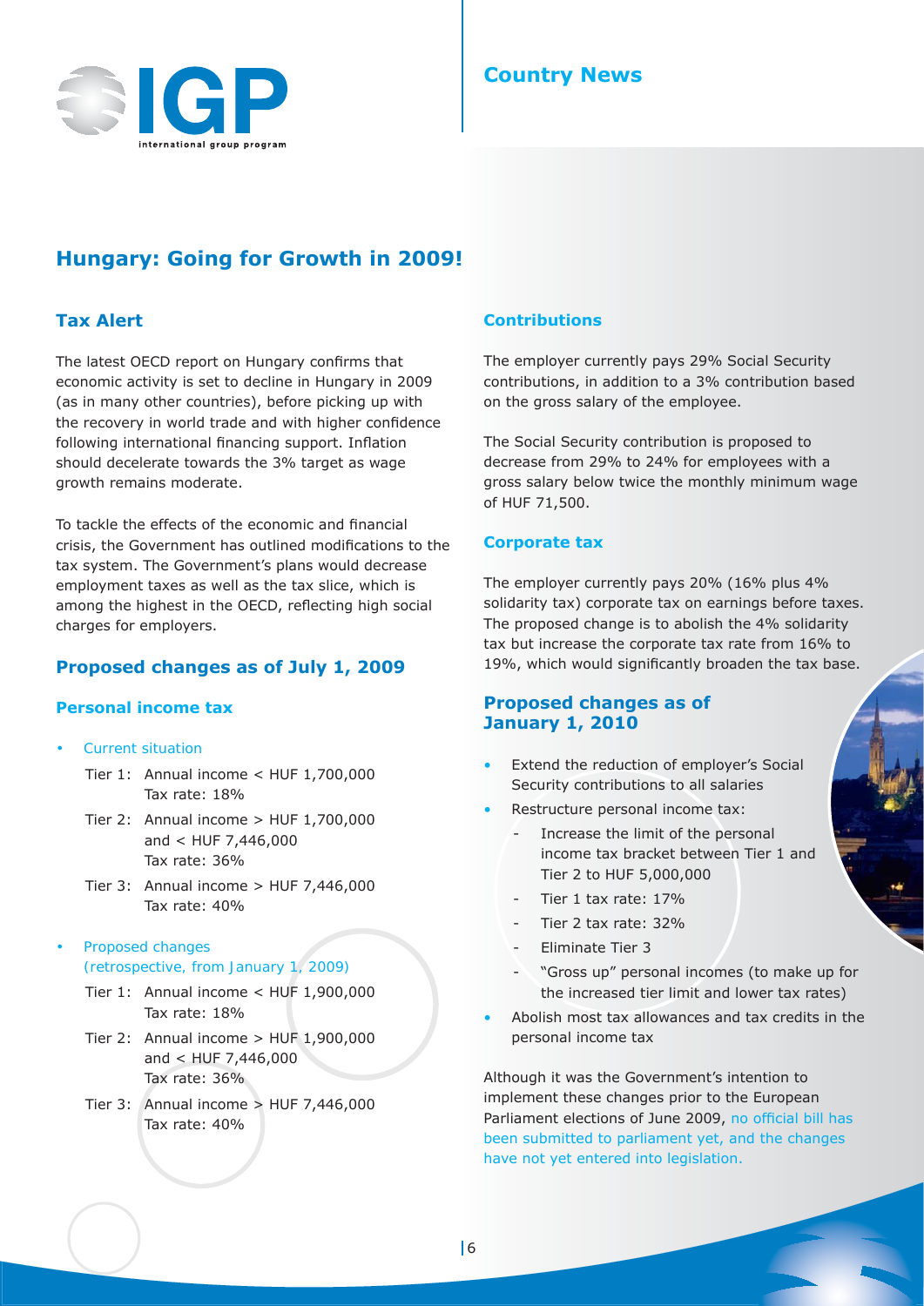# Country News

## Hungary: Going for Growth in 2009!

### Tax Alert

The latest OECD report on Hungary confirms that economic activity is set to decline in Hungary in 2009 (as in many other countries), before picking up with the recovery in world trade and with higher confidence following international financing support. Inflation should decelerate towards the 3% target as wage growth remains moderate.

To tackle the effects of the economic and financial crisis, the Government has outlined modifications to the tax system. The Government's plans would decrease employment taxes as well as the tax slice, which is among the highest in the OECD, reflecting high social charges for employers.

### Proposed changes as of July 1, 2009

#### Personal income tax

- Current situation
  - Tier 1: Annual income < HUF 1,700,000
    Tax rate: 18%
  - Tier 2: Annual income > HUF 1,700,000 and < HUF 7,446,000
    Tax rate: 36%
  - Tier 3: Annual income > HUF 7,446,000
    Tax rate: 40%
- Proposed changes (retrospective, from January 1, 2009)
  - Tier 1: Annual income < HUF 1,900,000
    Tax rate: 18%
  - Tier 2: Annual income > HUF 1,900,000 and < HUF 7,446,000
    Tax rate: 36%
  - Tier 3: Annual income > HUF 7,446,000
    Tax rate: 40%

#### Contributions

The employer currently pays 29% Social Security contributions, in addition to a 3% contribution based on the gross salary of the employee.

The Social Security contribution is proposed to decrease from 29% to 24% for employees with a gross salary below twice the monthly minimum wage of HUF 71,500.

#### Corporate tax

The employer currently pays 20% (16% plus 4% solidarity tax) corporate tax on earnings before taxes. The proposed change is to abolish the 4% solidarity tax but increase the corporate tax rate from 16% to 19%, which would significantly broaden the tax base.

### Proposed changes as of January 1, 2010

- Extend the reduction of employer's Social Security contributions to all salaries
- Restructure personal income tax:
  - Increase the limit of the personal income tax bracket between Tier 1 and Tier 2 to HUF 5,000,000
  - Tier 1 tax rate: 17%
  - Tier 2 tax rate: 32%
  - Eliminate Tier 3
  - "Gross up" personal incomes (to make up for the increased tier limit and lower tax rates)
- Abolish most tax allowances and tax credits in the personal income tax

Although it was the Government's intention to implement these changes prior to the European Parliament elections of June 2009, no official bill has been submitted to parliament yet, and the changes have not yet entered into legislation.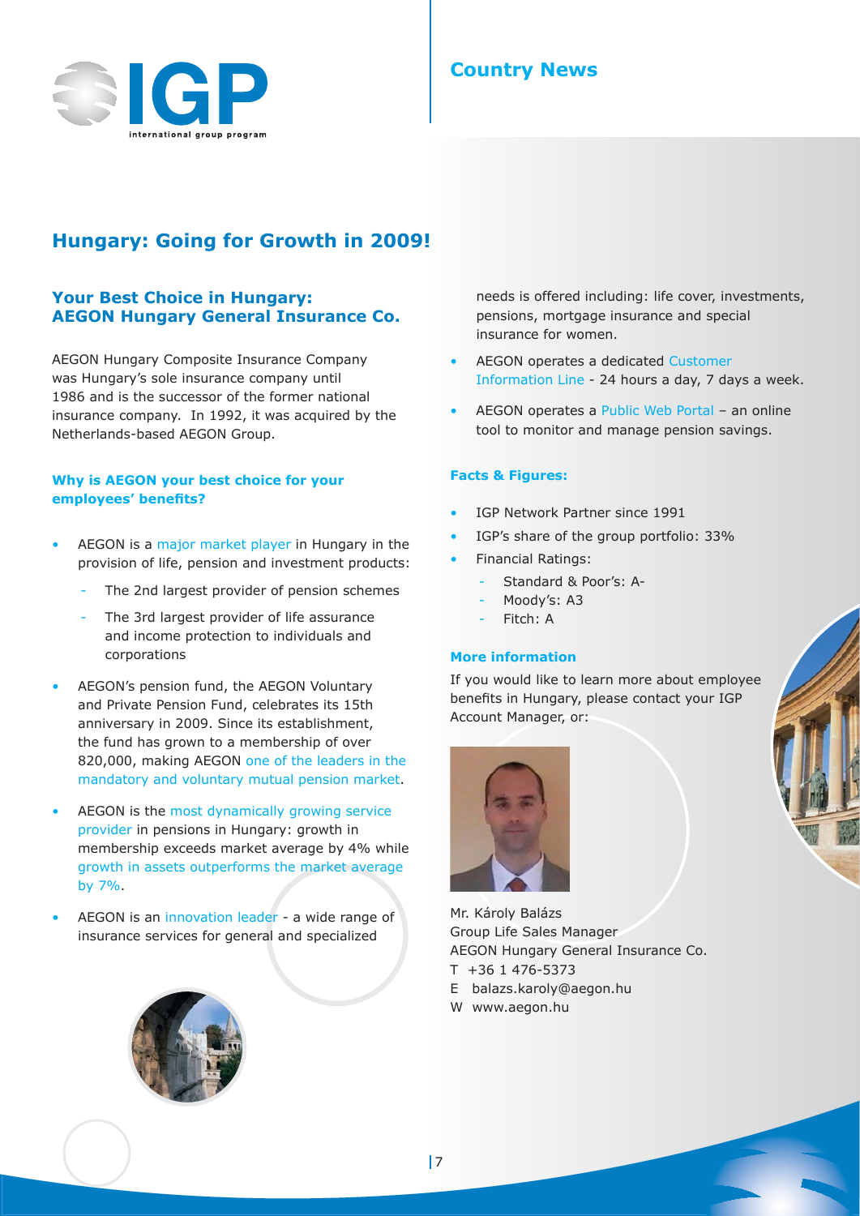# Hungary: Going for Growth in 2009!

## Your Best Choice in Hungary: AEGON Hungary General Insurance Co.

AEGON Hungary Composite Insurance Company was Hungary's sole insurance company until 1986 and is the successor of the former national insurance company. In 1992, it was acquired by the Netherlands-based AEGON Group.

### Why is AEGON your best choice for your employees' benefits?

- AEGON is a major market player in Hungary in the provision of life, pension and investment products:
  - The 2nd largest provider of pension schemes
  - The 3rd largest provider of life assurance and income protection to individuals and corporations
- AEGON's pension fund, the AEGON Voluntary and Private Pension Fund, celebrates its 15th anniversary in 2009. Since its establishment, the fund has grown to a membership of over 820,000, making AEGON one of the leaders in the mandatory and voluntary mutual pension market.
- AEGON is the most dynamically growing service provider in pensions in Hungary: growth in membership exceeds market average by 4% while growth in assets outperforms the market average by 7%.
- AEGON is an innovation leader - a wide range of insurance services for general and specialized needs is offered including: life cover, investments, pensions, mortgage insurance and special insurance for women.
- AEGON operates a dedicated Customer Information Line - 24 hours a day, 7 days a week.
- AEGON operates a Public Web Portal – an online tool to monitor and manage pension savings.

### Facts & Figures:

- IGP Network Partner since 1991
- IGP's share of the group portfolio: 33%
- Financial Ratings:
  - Standard & Poor's: A-
  - Moody's: A3
  - Fitch: A

### More information

If you would like to learn more about employee benefits in Hungary, please contact your IGP Account Manager, or:

Mr. Károly Balázs
Group Life Sales Manager
AEGON Hungary General Insurance Co.
T +36 1 476-5373
E balazs.karoly@aegon.hu
W www.aegon.hu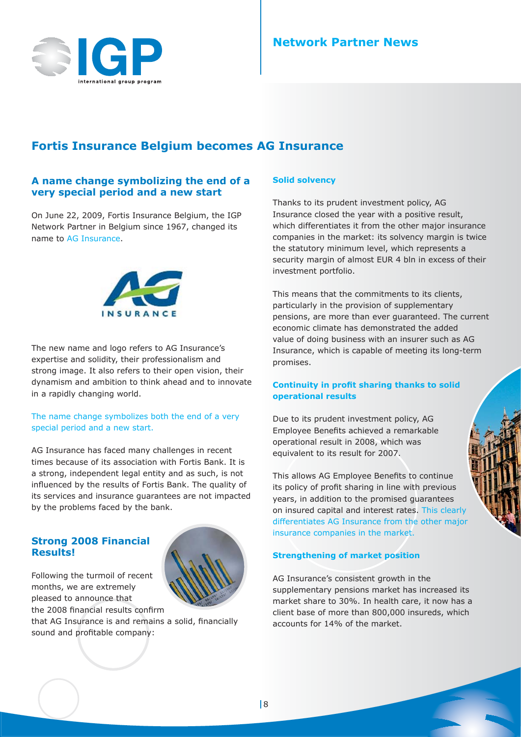# Fortis Insurance Belgium becomes AG Insurance

## A name change symbolizing the end of a very special period and a new start

On June 22, 2009, Fortis Insurance Belgium, the IGP Network Partner in Belgium since 1967, changed its name to AG Insurance.

The new name and logo refers to AG Insurance's expertise and solidity, their professionalism and strong image. It also refers to their open vision, their dynamism and ambition to think ahead and to innovate in a rapidly changing world.

The name change symbolizes both the end of a very special period and a new start.

AG Insurance has faced many challenges in recent times because of its association with Fortis Bank. It is a strong, independent legal entity and as such, is not influenced by the results of Fortis Bank. The quality of its services and insurance guarantees are not impacted by the problems faced by the bank.

## Strong 2008 Financial Results!

Following the turmoil of recent months, we are extremely pleased to announce that the 2008 financial results confirm that AG Insurance is and remains a solid, financially sound and profitable company:

### Solid solvency

Thanks to its prudent investment policy, AG Insurance closed the year with a positive result, which differentiates it from the other major insurance companies in the market: its solvency margin is twice the statutory minimum level, which represents a security margin of almost EUR 4 bln in excess of their investment portfolio.

This means that the commitments to its clients, particularly in the provision of supplementary pensions, are more than ever guaranteed. The current economic climate has demonstrated the added value of doing business with an insurer such as AG Insurance, which is capable of meeting its long-term promises.

### Continuity in profit sharing thanks to solid operational results

Due to its prudent investment policy, AG Employee Benefits achieved a remarkable operational result in 2008, which was equivalent to its result for 2007.

This allows AG Employee Benefits to continue its policy of profit sharing in line with previous years, in addition to the promised guarantees on insured capital and interest rates. This clearly differentiates AG Insurance from the other major insurance companies in the market.

### Strengthening of market position

AG Insurance's consistent growth in the supplementary pensions market has increased its market share to 30%. In health care, it now has a client base of more than 800,000 insureds, which accounts for 14% of the market.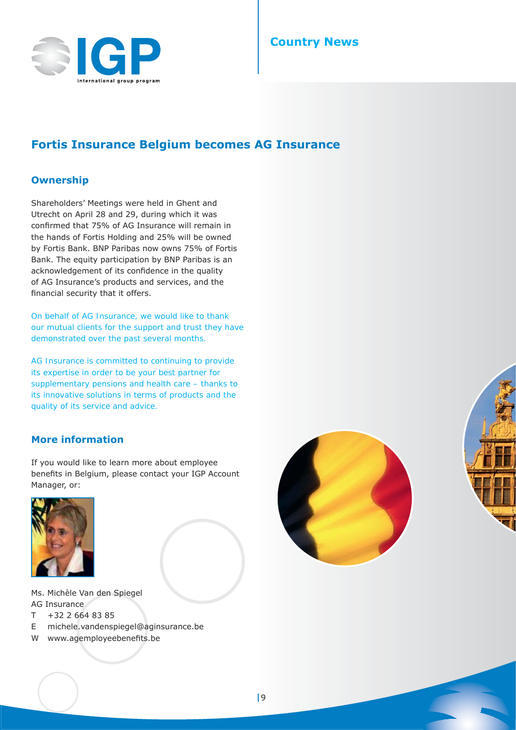# Fortis Insurance Belgium becomes AG Insurance

## Ownership

Shareholders' Meetings were held in Ghent and Utrecht on April 28 and 29, during which it was confirmed that 75% of AG Insurance will remain in the hands of Fortis Holding and 25% will be owned by Fortis Bank. BNP Paribas now owns 75% of Fortis Bank. The equity participation by BNP Paribas is an acknowledgement of its confidence in the quality of AG Insurance's products and services, and the financial security that it offers.

On behalf of AG Insurance, we would like to thank our mutual clients for the support and trust they have demonstrated over the past several months.

AG Insurance is committed to continuing to provide its expertise in order to be your best partner for supplementary pensions and health care – thanks to its innovative solutions in terms of products and the quality of its service and advice.

## More information

If you would like to learn more about employee benefits in Belgium, please contact your IGP Account Manager, or:

Ms. Michèle Van den Spiegel
AG Insurance
T +32 2 664 83 85
E michele.vandenspiegel@aginsurance.be
W www.agemployeebenefits.be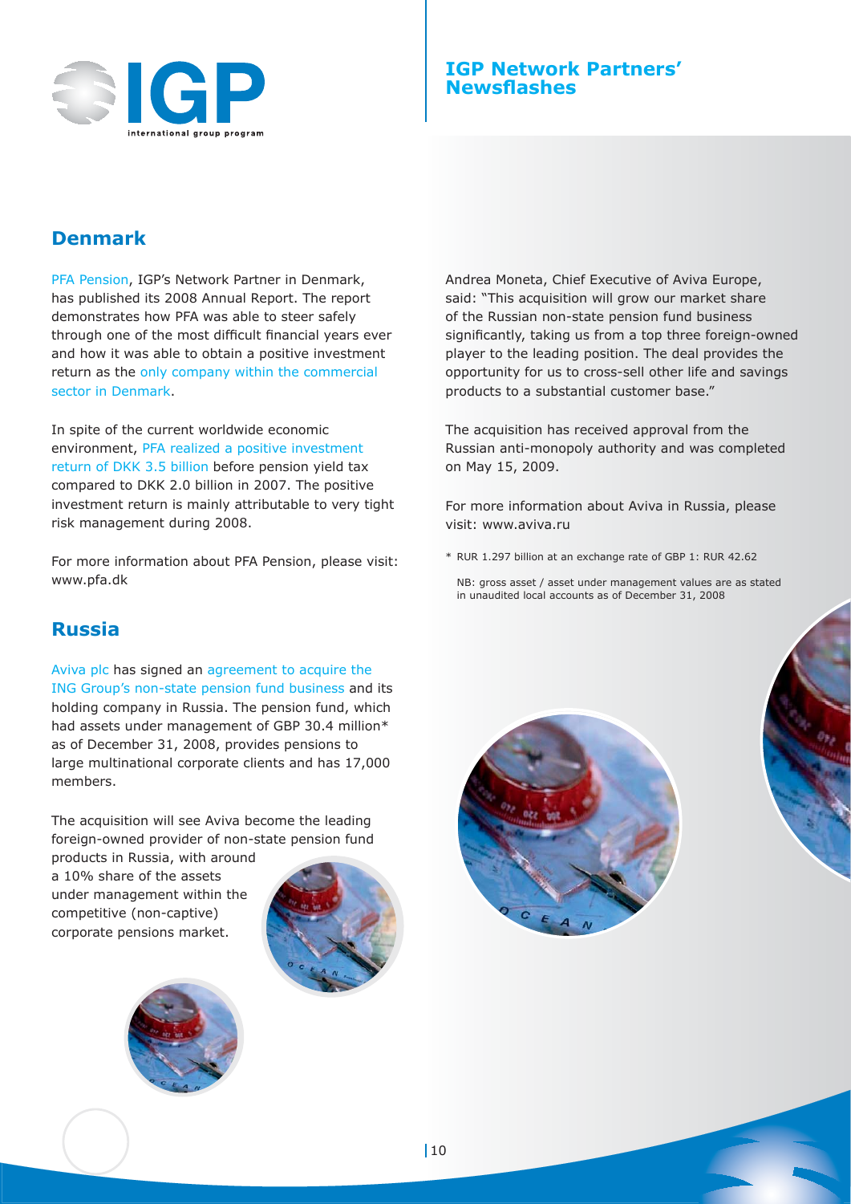# IGP Network Partners' Newsflashes

## Denmark

PFA Pension, IGP's Network Partner in Denmark, has published its 2008 Annual Report. The report demonstrates how PFA was able to steer safely through one of the most difficult financial years ever and how it was able to obtain a positive investment return as the only company within the commercial sector in Denmark.

In spite of the current worldwide economic environment, PFA realized a positive investment return of DKK 3.5 billion before pension yield tax compared to DKK 2.0 billion in 2007. The positive investment return is mainly attributable to very tight risk management during 2008.

For more information about PFA Pension, please visit: www.pfa.dk

## Russia

Aviva plc has signed an agreement to acquire the ING Group's non-state pension fund business and its holding company in Russia. The pension fund, which had assets under management of GBP 30.4 million* as of December 31, 2008, provides pensions to large multinational corporate clients and has 17,000 members.

The acquisition will see Aviva become the leading foreign-owned provider of non-state pension fund products in Russia, with around a 10% share of the assets under management within the competitive (non-captive) corporate pensions market.

Andrea Moneta, Chief Executive of Aviva Europe, said: "This acquisition will grow our market share of the Russian non-state pension fund business significantly, taking us from a top three foreign-owned player to the leading position. The deal provides the opportunity for us to cross-sell other life and savings products to a substantial customer base."

The acquisition has received approval from the Russian anti-monopoly authority and was completed on May 15, 2009.

For more information about Aviva in Russia, please visit: www.aviva.ru

\* RUR 1.297 billion at an exchange rate of GBP 1: RUR 42.62

NB: gross asset / asset under management values are as stated in unaudited local accounts as of December 31, 2008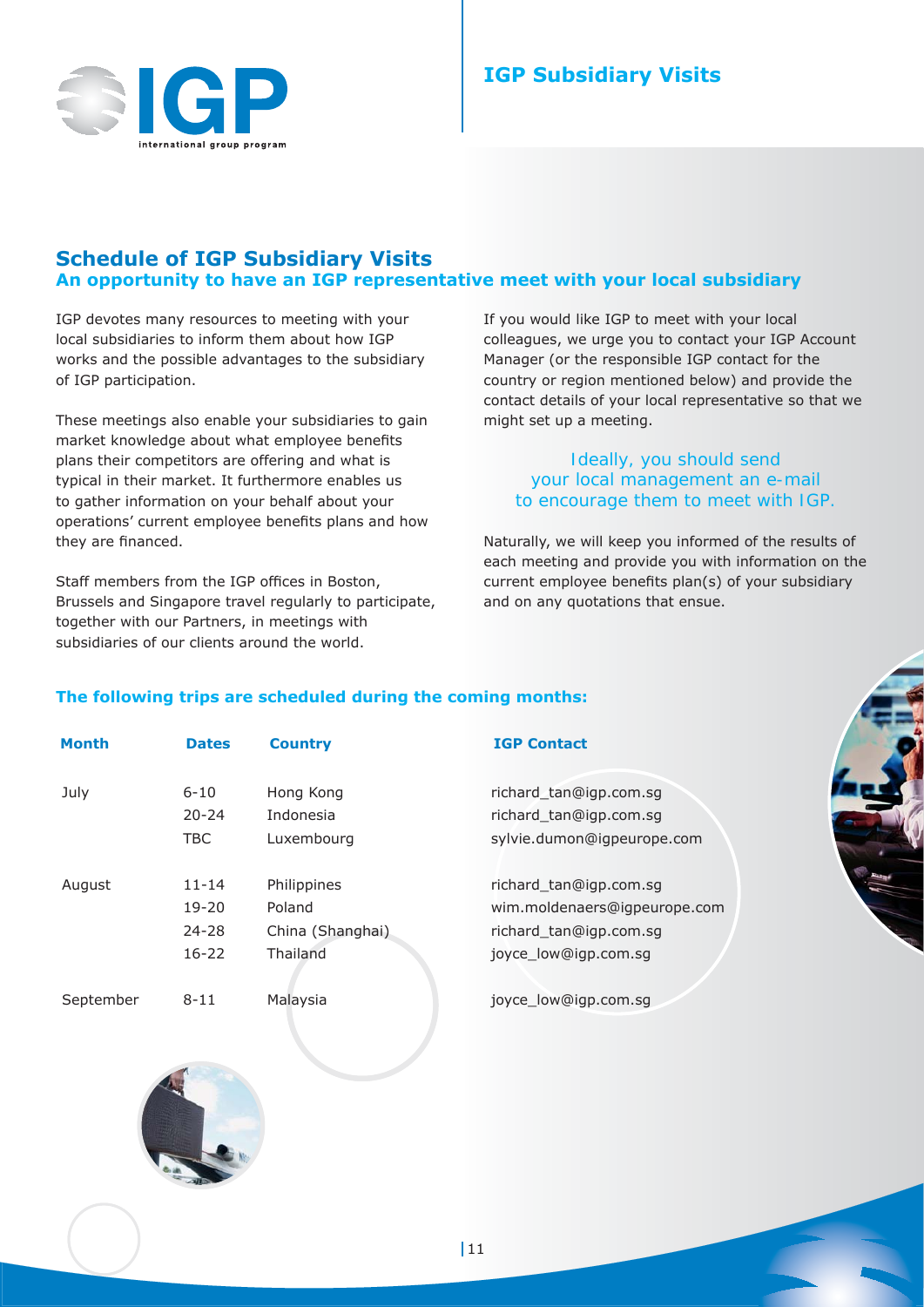# IGP Subsidiary Visits

## Schedule of IGP Subsidiary Visits

### An opportunity to have an IGP representative meet with your local subsidiary

IGP devotes many resources to meeting with your local subsidiaries to inform them about how IGP works and the possible advantages to the subsidiary of IGP participation.

These meetings also enable your subsidiaries to gain market knowledge about what employee benefits plans their competitors are offering and what is typical in their market. It furthermore enables us to gather information on your behalf about your operations' current employee benefits plans and how they are financed.

Staff members from the IGP offices in Boston, Brussels and Singapore travel regularly to participate, together with our Partners, in meetings with subsidiaries of our clients around the world.

If you would like IGP to meet with your local colleagues, we urge you to contact your IGP Account Manager (or the responsible IGP contact for the country or region mentioned below) and provide the contact details of your local representative so that we might set up a meeting.

Ideally, you should send your local management an e-mail to encourage them to meet with IGP.

Naturally, we will keep you informed of the results of each meeting and provide you with information on the current employee benefits plan(s) of your subsidiary and on any quotations that ensue.

### The following trips are scheduled during the coming months:

| Month | Dates | Country | IGP Contact |
|---|---|---|---|
| July | 6-10 | Hong Kong | richard_tan@igp.com.sg |
| | 20-24 | Indonesia | richard_tan@igp.com.sg |
| | TBC | Luxembourg | sylvie.dumon@igpeurope.com |
| August | 11-14 | Philippines | richard_tan@igp.com.sg |
| | 19-20 | Poland | wim.moldenaers@igpeurope.com |
| | 24-28 | China (Shanghai) | richard_tan@igp.com.sg |
| | 16-22 | Thailand | joyce_low@igp.com.sg |
| September | 8-11 | Malaysia | joyce_low@igp.com.sg |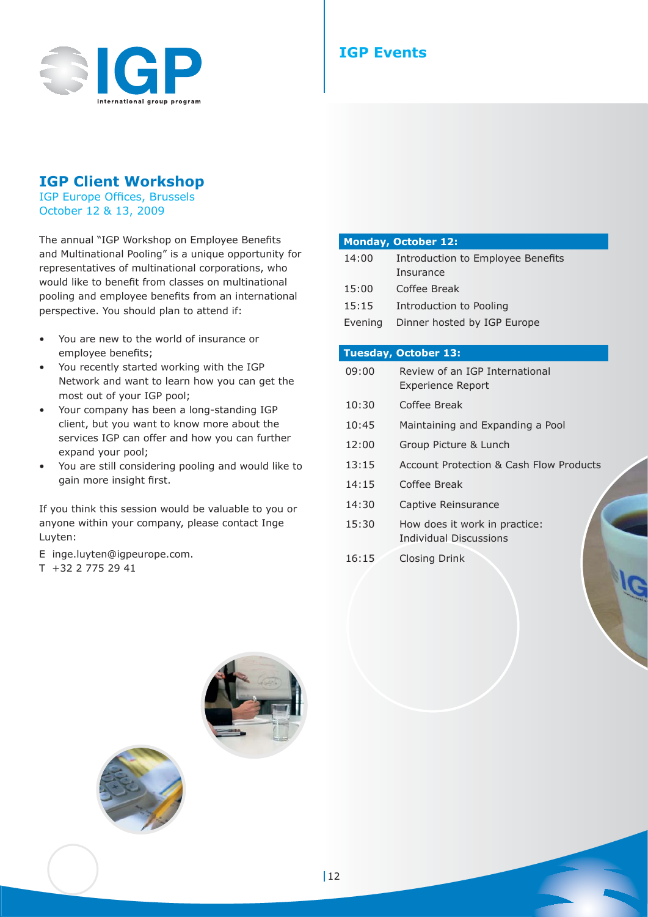# IGP Events

## IGP Client Workshop

IGP Europe Offices, Brussels
October 12 & 13, 2009

The annual "IGP Workshop on Employee Benefits and Multinational Pooling" is a unique opportunity for representatives of multinational corporations, who would like to benefit from classes on multinational pooling and employee benefits from an international perspective. You should plan to attend if:

- You are new to the world of insurance or employee benefits;
- You recently started working with the IGP Network and want to learn how you can get the most out of your IGP pool;
- Your company has been a long-standing IGP client, but you want to know more about the services IGP can offer and how you can further expand your pool;
- You are still considering pooling and would like to gain more insight first.

If you think this session would be valuable to you or anyone within your company, please contact Inge Luyten:

E inge.luyten@igpeurope.com.
T +32 2 775 29 41

| Monday, October 12: | |
|---|---|
| 14:00 | Introduction to Employee Benefits Insurance |
| 15:00 | Coffee Break |
| 15:15 | Introduction to Pooling |
| Evening | Dinner hosted by IGP Europe |

| Tuesday, October 13: | |
|---|---|
| 09:00 | Review of an IGP International Experience Report |
| 10:30 | Coffee Break |
| 10:45 | Maintaining and Expanding a Pool |
| 12:00 | Group Picture & Lunch |
| 13:15 | Account Protection & Cash Flow Products |
| 14:15 | Coffee Break |
| 14:30 | Captive Reinsurance |
| 15:30 | How does it work in practice: Individual Discussions |
| 16:15 | Closing Drink |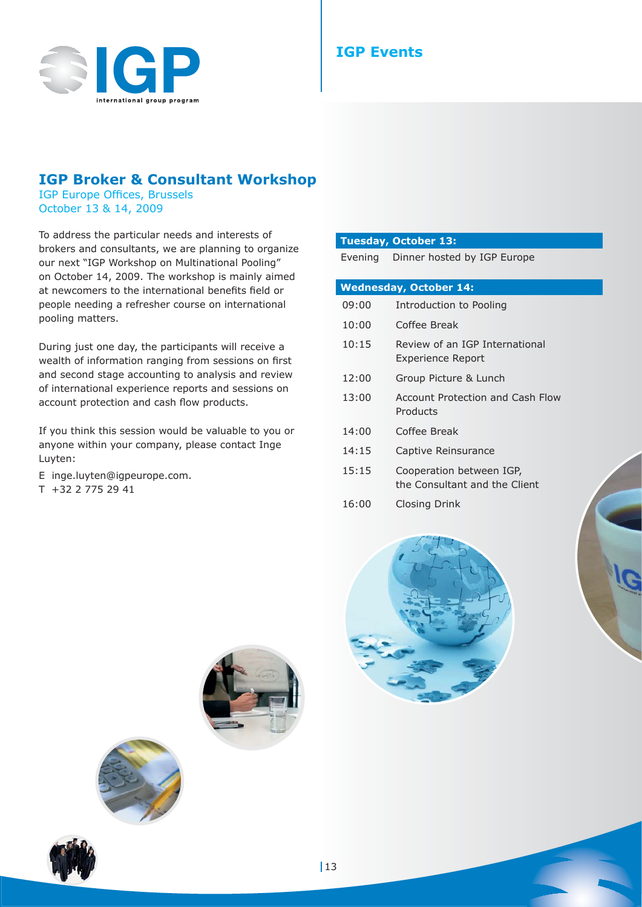# IGP Broker & Consultant Workshop

IGP Europe Offices, Brussels
October 13 & 14, 2009

To address the particular needs and interests of brokers and consultants, we are planning to organize our next "IGP Workshop on Multinational Pooling" on October 14, 2009. The workshop is mainly aimed at newcomers to the international benefits field or people needing a refresher course on international pooling matters.

During just one day, the participants will receive a wealth of information ranging from sessions on first and second stage accounting to analysis and review of international experience reports and sessions on account protection and cash flow products.

If you think this session would be valuable to you or anyone within your company, please contact Inge Luyten:

E inge.luyten@igpeurope.com.
T +32 2 775 29 41

| **Tuesday, October 13:** | |
|---|---|
| Evening | Dinner hosted by IGP Europe |

| **Wednesday, October 14:** | |
|---|---|
| 09:00 | Introduction to Pooling |
| 10:00 | Coffee Break |
| 10:15 | Review of an IGP International Experience Report |
| 12:00 | Group Picture & Lunch |
| 13:00 | Account Protection and Cash Flow Products |
| 14:00 | Coffee Break |
| 14:15 | Captive Reinsurance |
| 15:15 | Cooperation between IGP, the Consultant and the Client |
| 16:00 | Closing Drink |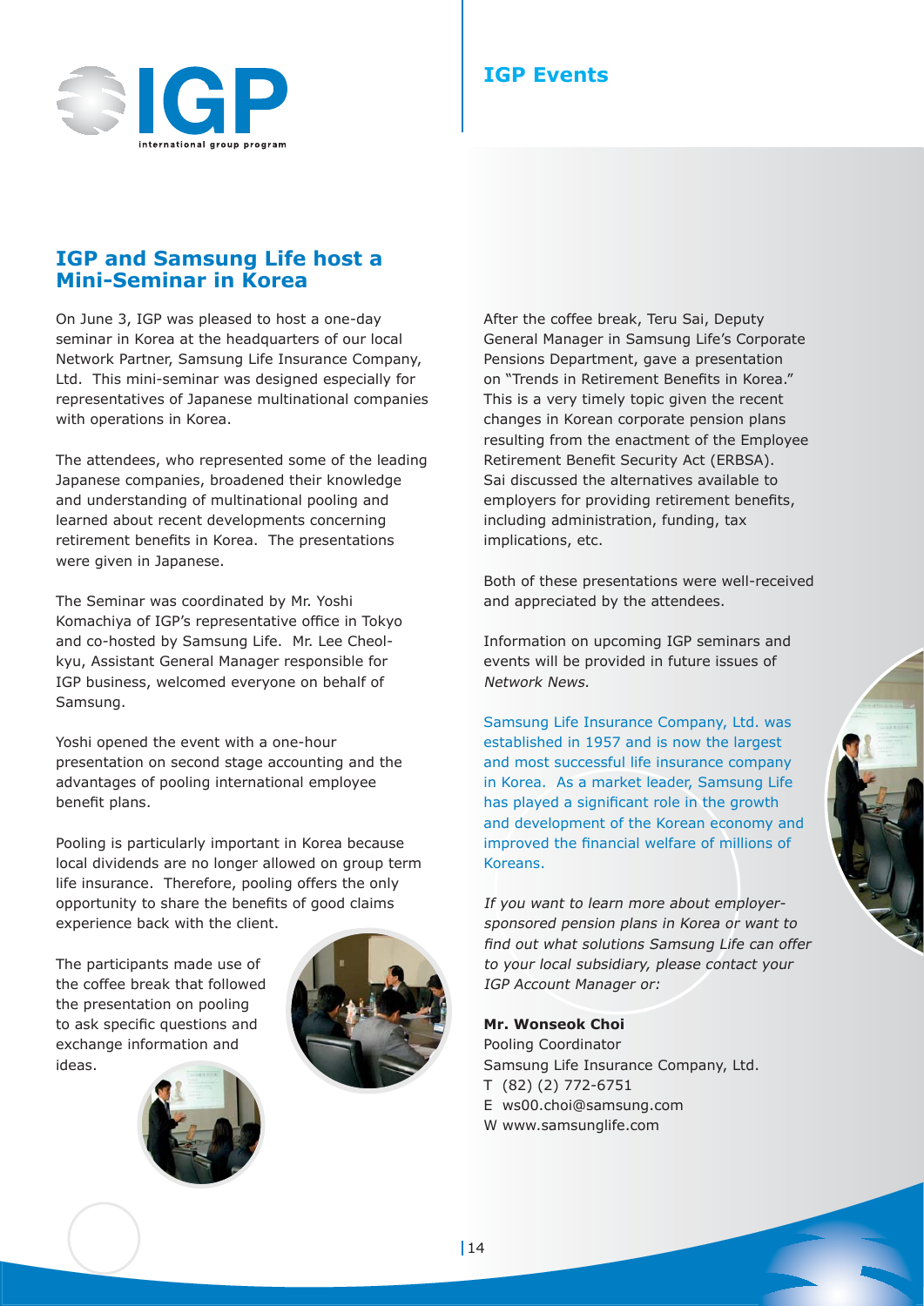## IGP Events

# IGP and Samsung Life host a Mini-Seminar in Korea

On June 3, IGP was pleased to host a one-day seminar in Korea at the headquarters of our local Network Partner, Samsung Life Insurance Company, Ltd. This mini-seminar was designed especially for representatives of Japanese multinational companies with operations in Korea.

The attendees, who represented some of the leading Japanese companies, broadened their knowledge and understanding of multinational pooling and learned about recent developments concerning retirement benefits in Korea. The presentations were given in Japanese.

The Seminar was coordinated by Mr. Yoshi Komachiya of IGP's representative office in Tokyo and co-hosted by Samsung Life. Mr. Lee Cheol-kyu, Assistant General Manager responsible for IGP business, welcomed everyone on behalf of Samsung.

Yoshi opened the event with a one-hour presentation on second stage accounting and the advantages of pooling international employee benefit plans.

Pooling is particularly important in Korea because local dividends are no longer allowed on group term life insurance. Therefore, pooling offers the only opportunity to share the benefits of good claims experience back with the client.

The participants made use of the coffee break that followed the presentation on pooling to ask specific questions and exchange information and ideas.

After the coffee break, Teru Sai, Deputy General Manager in Samsung Life's Corporate Pensions Department, gave a presentation on "Trends in Retirement Benefits in Korea." This is a very timely topic given the recent changes in Korean corporate pension plans resulting from the enactment of the Employee Retirement Benefit Security Act (ERBSA). Sai discussed the alternatives available to employers for providing retirement benefits, including administration, funding, tax implications, etc.

Both of these presentations were well-received and appreciated by the attendees.

Information on upcoming IGP seminars and events will be provided in future issues of *Network News.*

Samsung Life Insurance Company, Ltd. was established in 1957 and is now the largest and most successful life insurance company in Korea. As a market leader, Samsung Life has played a significant role in the growth and development of the Korean economy and improved the financial welfare of millions of Koreans.

*If you want to learn more about employer-sponsored pension plans in Korea or want to find out what solutions Samsung Life can offer to your local subsidiary, please contact your IGP Account Manager or:*

**Mr. Wonseok Choi**
Pooling Coordinator
Samsung Life Insurance Company, Ltd.
T (82) (2) 772-6751
E ws00.choi@samsung.com
W www.samsunglife.com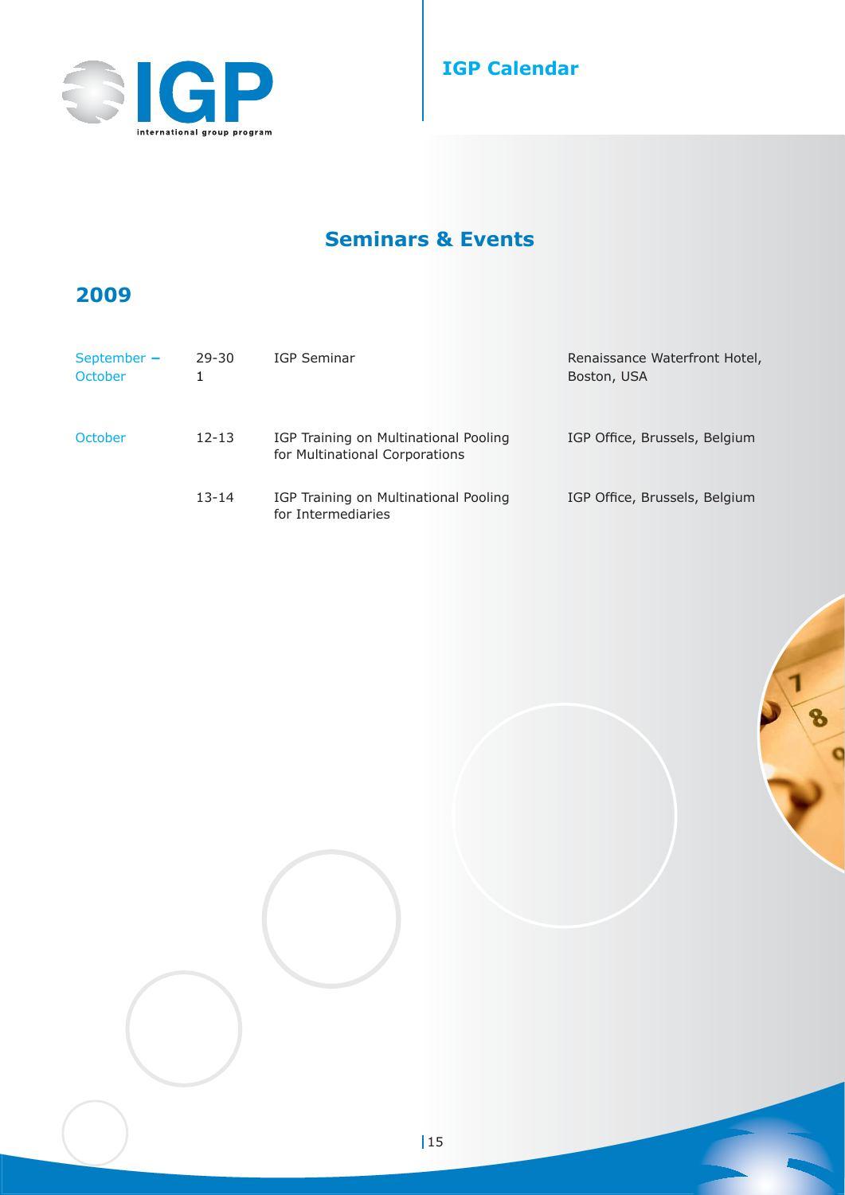# IGP Calendar

## Seminars & Events

### 2009

| | | | |
|---|---|---|---|
| September – October | 29-30 1 | IGP Seminar | Renaissance Waterfront Hotel, Boston, USA |
| October | 12-13 | IGP Training on Multinational Pooling for Multinational Corporations | IGP Office, Brussels, Belgium |
| | 13-14 | IGP Training on Multinational Pooling for Intermediaries | IGP Office, Brussels, Belgium |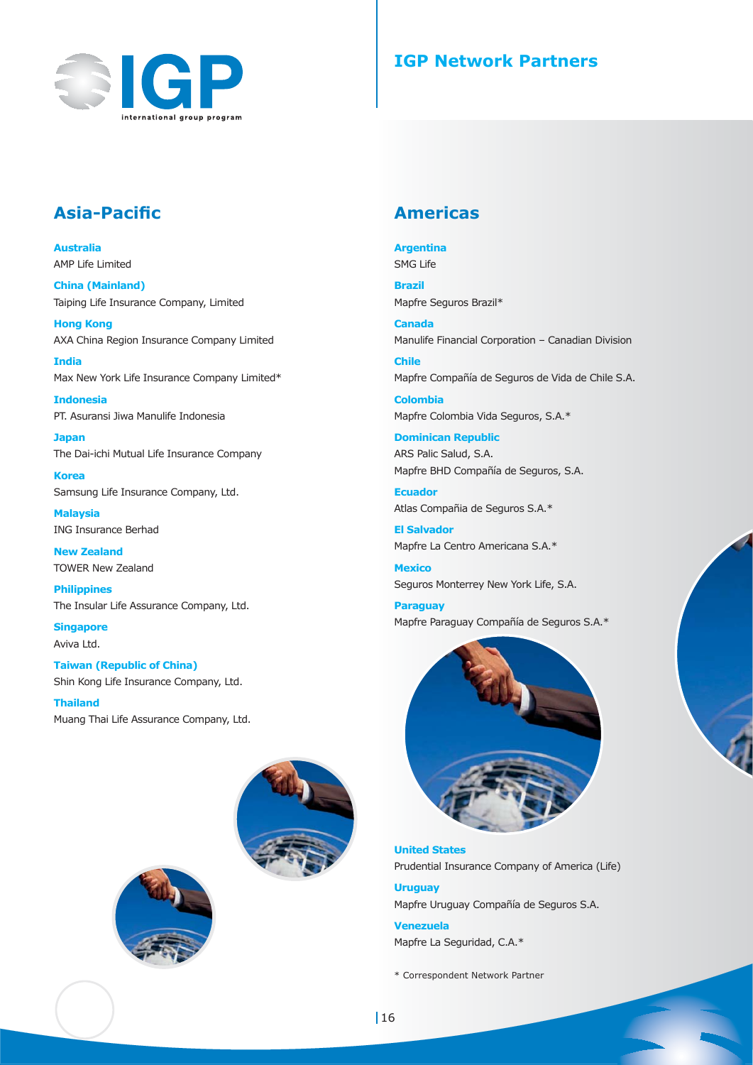# IGP Network Partners

## Asia-Pacific

**Australia**
AMP Life Limited

**China (Mainland)**
Taiping Life Insurance Company, Limited

**Hong Kong**
AXA China Region Insurance Company Limited

**India**
Max New York Life Insurance Company Limited*

**Indonesia**
PT. Asuransi Jiwa Manulife Indonesia

**Japan**
The Dai-ichi Mutual Life Insurance Company

**Korea**
Samsung Life Insurance Company, Ltd.

**Malaysia**
ING Insurance Berhad

**New Zealand**
TOWER New Zealand

**Philippines**
The Insular Life Assurance Company, Ltd.

**Singapore**
Aviva Ltd.

**Taiwan (Republic of China)**
Shin Kong Life Insurance Company, Ltd.

**Thailand**
Muang Thai Life Assurance Company, Ltd.

## Americas

**Argentina**
SMG Life

**Brazil**
Mapfre Seguros Brazil*

**Canada**
Manulife Financial Corporation – Canadian Division

**Chile**
Mapfre Compañía de Seguros de Vida de Chile S.A.

**Colombia**
Mapfre Colombia Vida Seguros, S.A.*

**Dominican Republic**
ARS Palic Salud, S.A.
Mapfre BHD Compañía de Seguros, S.A.

**Ecuador**
Atlas Compañia de Seguros S.A.*

**El Salvador**
Mapfre La Centro Americana S.A.*

**Mexico**
Seguros Monterrey New York Life, S.A.

**Paraguay**
Mapfre Paraguay Compañía de Seguros S.A.*

**United States**
Prudential Insurance Company of America (Life)

**Uruguay**
Mapfre Uruguay Compañía de Seguros S.A.

**Venezuela**
Mapfre La Seguridad, C.A.*

* Correspondent Network Partner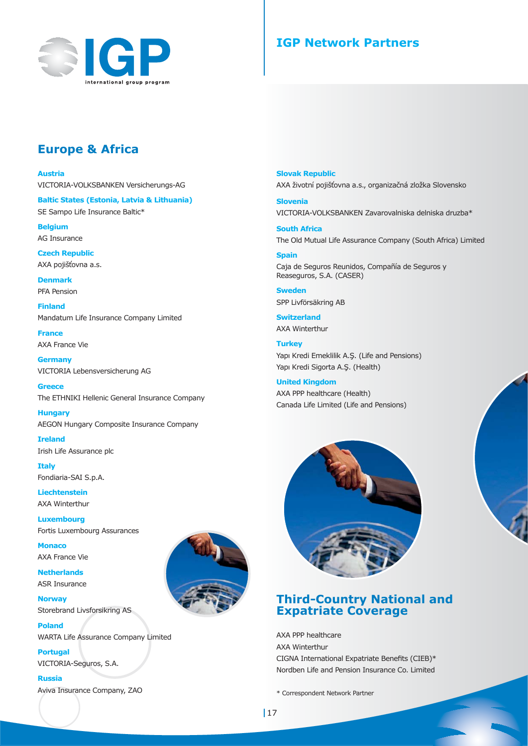# IGP Network Partners

## Europe & Africa

**Austria**
VICTORIA-VOLKSBANKEN Versicherungs-AG

**Baltic States (Estonia, Latvia & Lithuania)**
SE Sampo Life Insurance Baltic*

**Belgium**
AG Insurance

**Czech Republic**
AXA pojišťovna a.s.

**Denmark**
PFA Pension

**Finland**
Mandatum Life Insurance Company Limited

**France**
AXA France Vie

**Germany**
VICTORIA Lebensversicherung AG

**Greece**
The ETHNIKI Hellenic General Insurance Company

**Hungary**
AEGON Hungary Composite Insurance Company

**Ireland**
Irish Life Assurance plc

**Italy**
Fondiaria-SAI S.p.A.

**Liechtenstein**
AXA Winterthur

**Luxembourg**
Fortis Luxembourg Assurances

**Monaco**
AXA France Vie

**Netherlands**
ASR Insurance

**Norway**
Storebrand Livsforsikring AS

**Poland**
WARTA Life Assurance Company Limited

**Portugal**
VICTORIA-Seguros, S.A.

**Russia**
Aviva Insurance Company, ZAO

**Slovak Republic**
AXA životní pojišťovna a.s., organizačná zložka Slovensko

**Slovenia**
VICTORIA-VOLKSBANKEN Zavarovalniska delniska druzba*

**South Africa**
The Old Mutual Life Assurance Company (South Africa) Limited

**Spain**
Caja de Seguros Reunidos, Compañía de Seguros y Reaseguros, S.A. (CASER)

**Sweden**
SPP Livförsäkring AB

**Switzerland**
AXA Winterthur

**Turkey**
Yapı Kredi Emeklilik A.Ş. (Life and Pensions)
Yapı Kredi Sigorta A.Ş. (Health)

**United Kingdom**
AXA PPP healthcare (Health)
Canada Life Limited (Life and Pensions)

## Third-Country National and Expatriate Coverage

AXA PPP healthcare
AXA Winterthur
CIGNA International Expatriate Benefits (CIEB)*
Nordben Life and Pension Insurance Co. Limited

* Correspondent Network Partner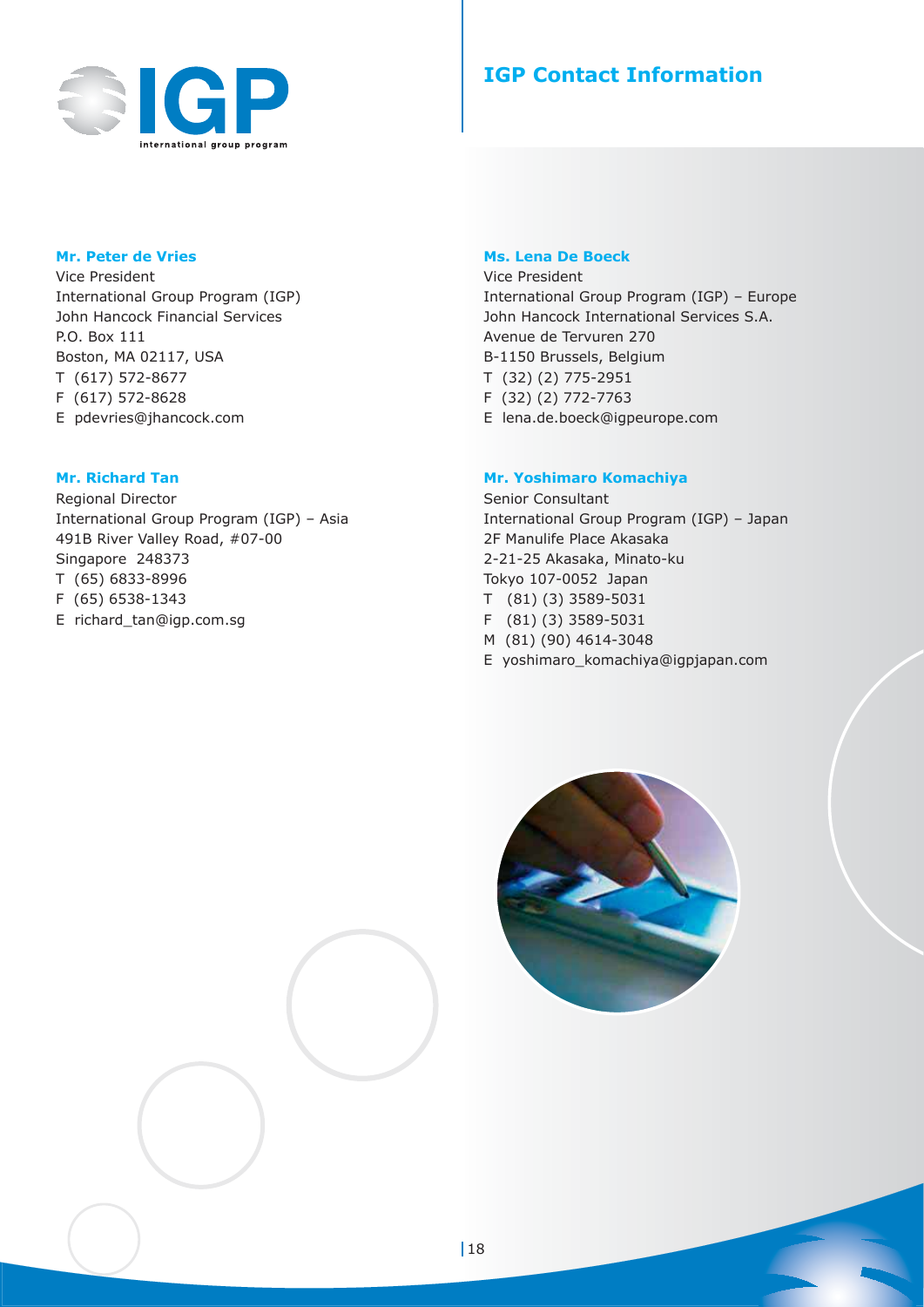# IGP Contact Information

**Mr. Peter de Vries**
Vice President
International Group Program (IGP)
John Hancock Financial Services
P.O. Box 111
Boston, MA 02117, USA
T (617) 572-8677
F (617) 572-8628
E pdevries@jhancock.com

**Mr. Richard Tan**
Regional Director
International Group Program (IGP) – Asia
491B River Valley Road, #07-00
Singapore 248373
T (65) 6833-8996
F (65) 6538-1343
E richard_tan@igp.com.sg

**Ms. Lena De Boeck**
Vice President
International Group Program (IGP) – Europe
John Hancock International Services S.A.
Avenue de Tervuren 270
B-1150 Brussels, Belgium
T (32) (2) 775-2951
F (32) (2) 772-7763
E lena.de.boeck@igpeurope.com

**Mr. Yoshimaro Komachiya**
Senior Consultant
International Group Program (IGP) – Japan
2F Manulife Place Akasaka
2-21-25 Akasaka, Minato-ku
Tokyo 107-0052 Japan
T (81) (3) 3589-5031
F (81) (3) 3589-5031
M (81) (90) 4614-3048
E yoshimaro_komachiya@igpjapan.com